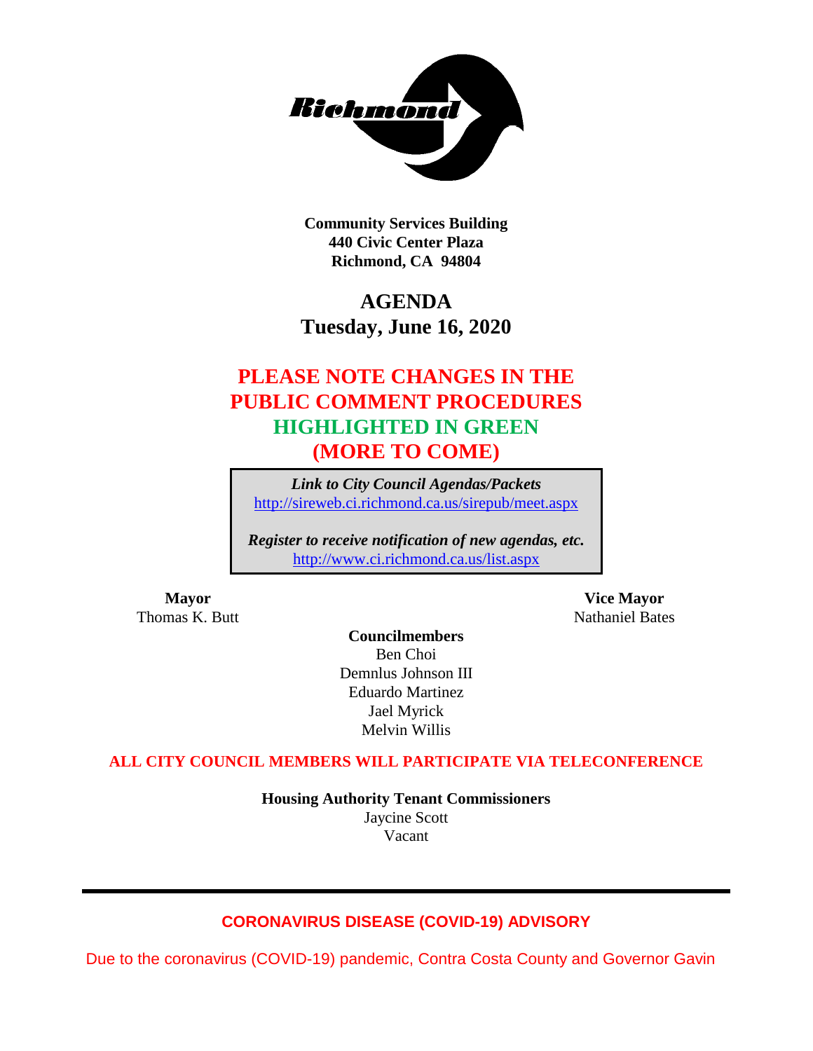**Community Services Building**
**440 Civic Center Plaza**
**Richmond, CA 94804**

# AGENDA
## Tuesday, June 16, 2020

## PLEASE NOTE CHANGES IN THE PUBLIC COMMENT PROCEDURES HIGHLIGHTED IN GREEN (MORE TO COME)

*Link to City Council Agendas/Packets*
http://sireweb.ci.richmond.ca.us/sirepub/meet.aspx

*Register to receive notification of new agendas, etc.*
http://www.ci.richmond.ca.us/list.aspx

**Mayor**
Thomas K. Butt

**Vice Mayor**
Nathaniel Bates

**Councilmembers**
Ben Choi
Demnlus Johnson III
Eduardo Martinez
Jael Myrick
Melvin Willis

**ALL CITY COUNCIL MEMBERS WILL PARTICIPATE VIA TELECONFERENCE**

**Housing Authority Tenant Commissioners**
Jaycine Scott
Vacant

---

**CORONAVIRUS DISEASE (COVID-19) ADVISORY**

Due to the coronavirus (COVID-19) pandemic, Contra Costa County and Governor Gavin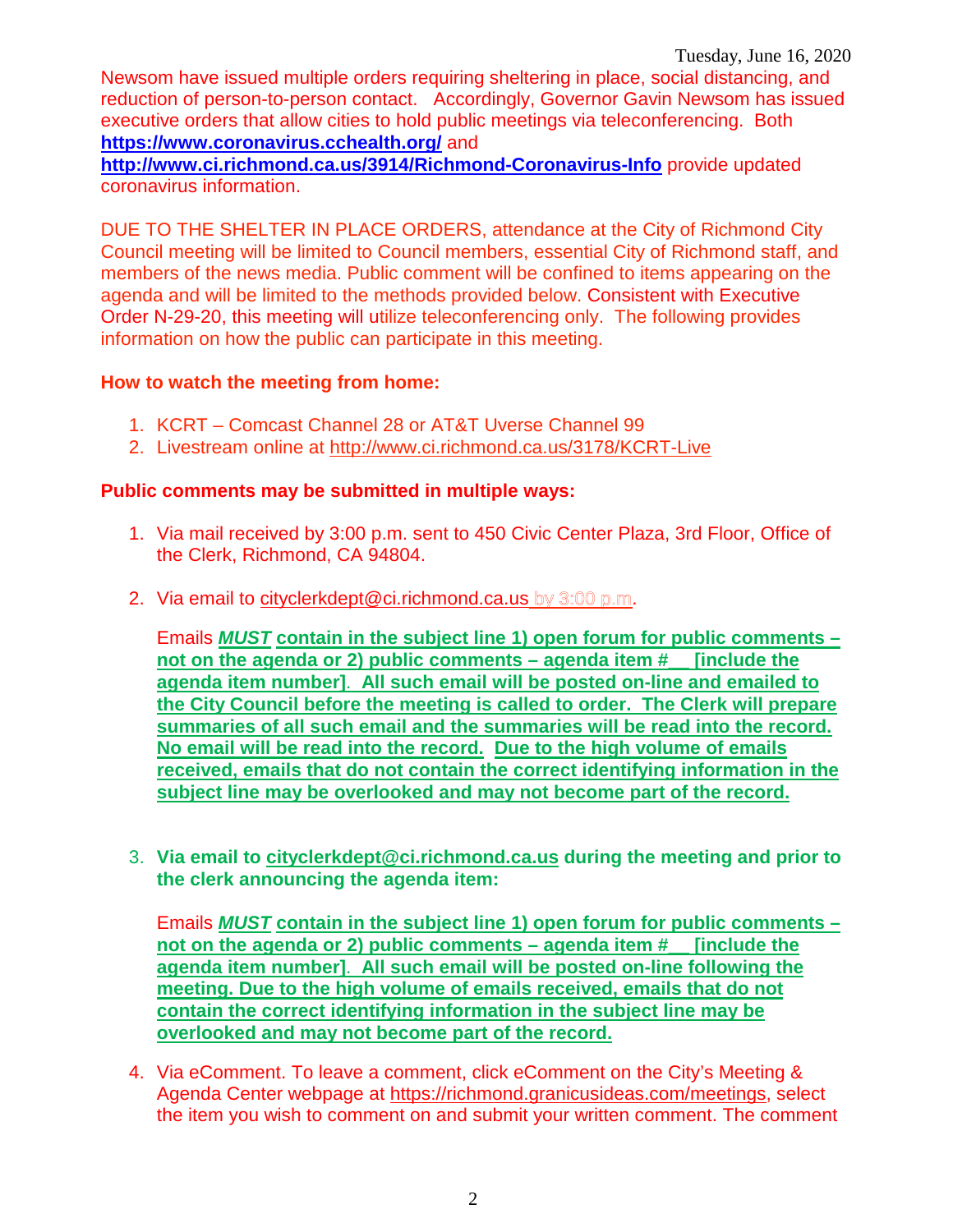Newsom have issued multiple orders requiring sheltering in place, social distancing, and reduction of person-to-person contact. Accordingly, Governor Gavin Newsom has issued executive orders that allow cities to hold public meetings via teleconferencing. Both **https://www.coronavirus.cchealth.org/** and **http://www.ci.richmond.ca.us/3914/Richmond-Coronavirus-Info** provide updated coronavirus information.

DUE TO THE SHELTER IN PLACE ORDERS, attendance at the City of Richmond City Council meeting will be limited to Council members, essential City of Richmond staff, and members of the news media. Public comment will be confined to items appearing on the agenda and will be limited to the methods provided below. Consistent with Executive Order N-29-20, this meeting will utilize teleconferencing only. The following provides information on how the public can participate in this meeting.

**How to watch the meeting from home:**

1. KCRT – Comcast Channel 28 or AT&T Uverse Channel 99
2. Livestream online at http://www.ci.richmond.ca.us/3178/KCRT-Live

**Public comments may be submitted in multiple ways:**

1. Via mail received by 3:00 p.m. sent to 450 Civic Center Plaza, 3rd Floor, Office of the Clerk, Richmond, CA 94804.

2. Via email to cityclerkdept@ci.richmond.ca.us by 3:00 p.m.

   Emails ***MUST*** **contain in the subject line 1) open forum for public comments – not on the agenda or 2) public comments – agenda item #__ [include the agenda item number]. All such email will be posted on-line and emailed to the City Council before the meeting is called to order. The Clerk will prepare summaries of all such email and the summaries will be read into the record. No email will be read into the record. Due to the high volume of emails received, emails that do not contain the correct identifying information in the subject line may be overlooked and may not become part of the record.**

3. **Via email to cityclerkdept@ci.richmond.ca.us during the meeting and prior to the clerk announcing the agenda item:**

   Emails ***MUST*** **contain in the subject line 1) open forum for public comments – not on the agenda or 2) public comments – agenda item #__ [include the agenda item number]. All such email will be posted on-line following the meeting. Due to the high volume of emails received, emails that do not contain the correct identifying information in the subject line may be overlooked and may not become part of the record.**

4. Via eComment. To leave a comment, click eComment on the City's Meeting & Agenda Center webpage at https://richmond.granicusideas.com/meetings, select the item you wish to comment on and submit your written comment. The comment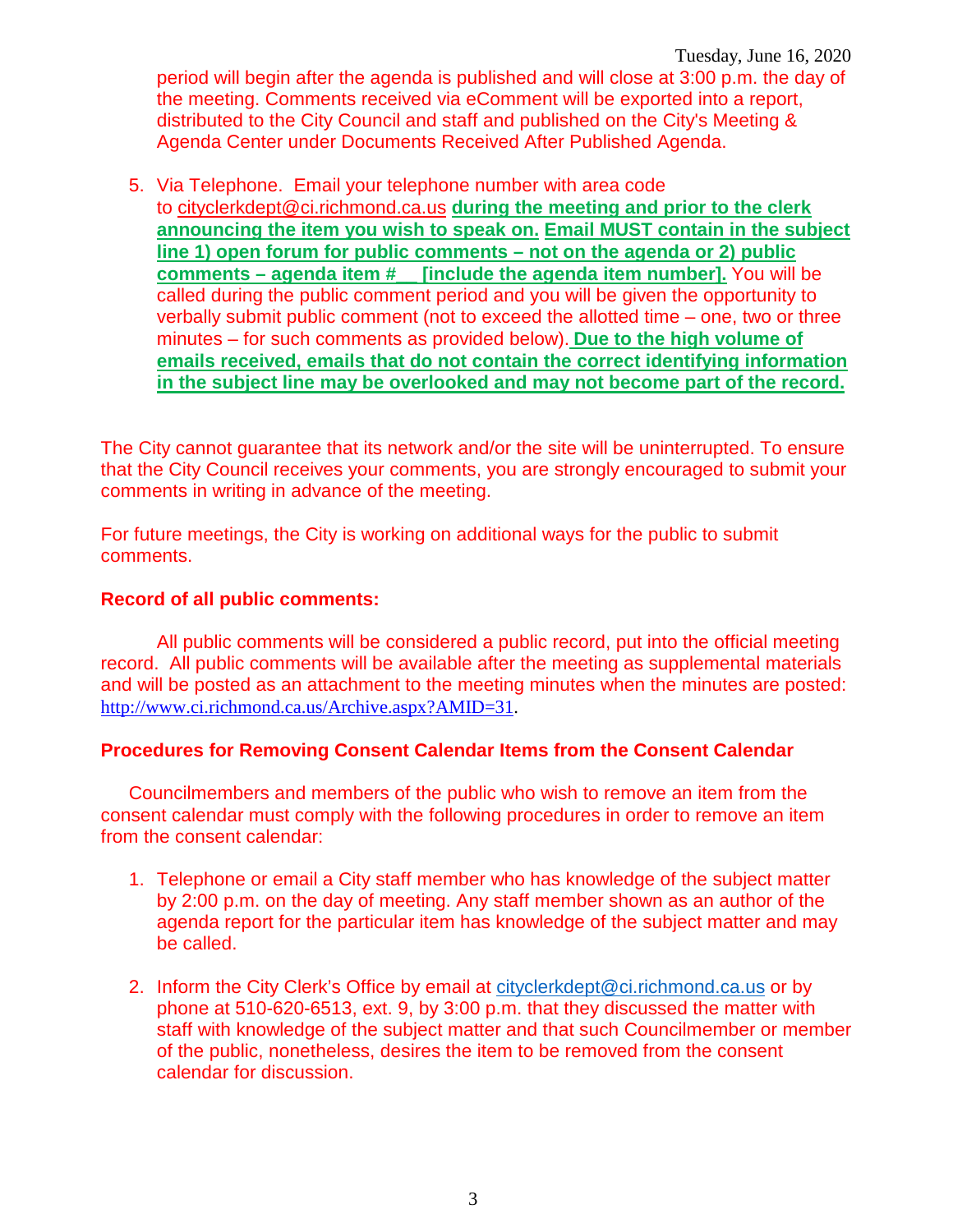period will begin after the agenda is published and will close at 3:00 p.m. the day of the meeting. Comments received via eComment will be exported into a report, distributed to the City Council and staff and published on the City's Meeting & Agenda Center under Documents Received After Published Agenda.

5. Via Telephone. Email your telephone number with area code to cityclerkdept@ci.richmond.ca.us **during the meeting and prior to the clerk announcing the item you wish to speak on. Email MUST contain in the subject line 1) open forum for public comments – not on the agenda or 2) public comments – agenda item #__ [include the agenda item number].** You will be called during the public comment period and you will be given the opportunity to verbally submit public comment (not to exceed the allotted time – one, two or three minutes – for such comments as provided below). **Due to the high volume of emails received, emails that do not contain the correct identifying information in the subject line may be overlooked and may not become part of the record.**

The City cannot guarantee that its network and/or the site will be uninterrupted. To ensure that the City Council receives your comments, you are strongly encouraged to submit your comments in writing in advance of the meeting.

For future meetings, the City is working on additional ways for the public to submit comments.

**Record of all public comments:**

All public comments will be considered a public record, put into the official meeting record. All public comments will be available after the meeting as supplemental materials and will be posted as an attachment to the meeting minutes when the minutes are posted: http://www.ci.richmond.ca.us/Archive.aspx?AMID=31.

**Procedures for Removing Consent Calendar Items from the Consent Calendar**

Councilmembers and members of the public who wish to remove an item from the consent calendar must comply with the following procedures in order to remove an item from the consent calendar:

1. Telephone or email a City staff member who has knowledge of the subject matter by 2:00 p.m. on the day of meeting. Any staff member shown as an author of the agenda report for the particular item has knowledge of the subject matter and may be called.

2. Inform the City Clerk's Office by email at cityclerkdept@ci.richmond.ca.us or by phone at 510-620-6513, ext. 9, by 3:00 p.m. that they discussed the matter with staff with knowledge of the subject matter and that such Councilmember or member of the public, nonetheless, desires the item to be removed from the consent calendar for discussion.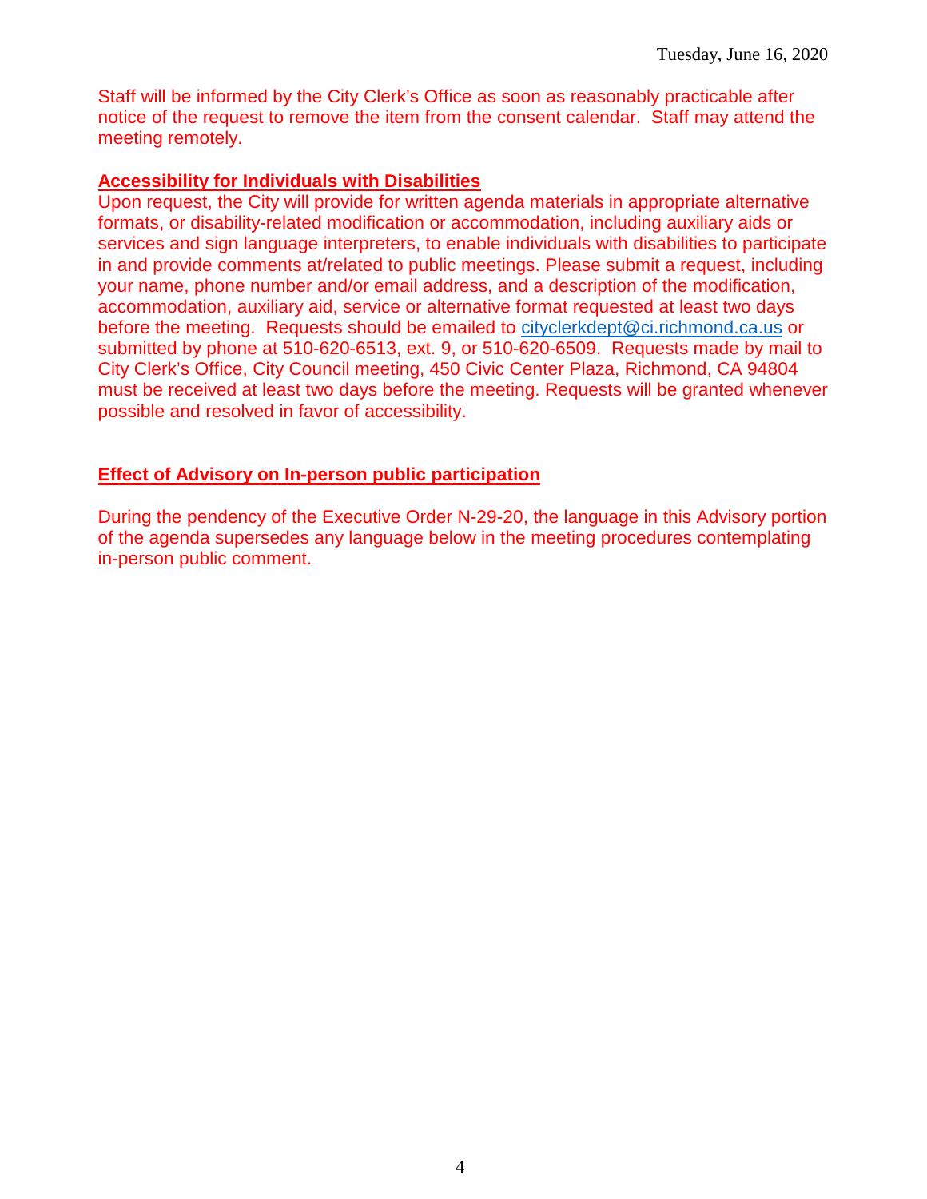Staff will be informed by the City Clerk's Office as soon as reasonably practicable after notice of the request to remove the item from the consent calendar. Staff may attend the meeting remotely.

**Accessibility for Individuals with Disabilities**

Upon request, the City will provide for written agenda materials in appropriate alternative formats, or disability-related modification or accommodation, including auxiliary aids or services and sign language interpreters, to enable individuals with disabilities to participate in and provide comments at/related to public meetings. Please submit a request, including your name, phone number and/or email address, and a description of the modification, accommodation, auxiliary aid, service or alternative format requested at least two days before the meeting. Requests should be emailed to cityclerkdept@ci.richmond.ca.us or submitted by phone at 510-620-6513, ext. 9, or 510-620-6509. Requests made by mail to City Clerk's Office, City Council meeting, 450 Civic Center Plaza, Richmond, CA 94804 must be received at least two days before the meeting. Requests will be granted whenever possible and resolved in favor of accessibility.

**Effect of Advisory on In-person public participation**

During the pendency of the Executive Order N-29-20, the language in this Advisory portion of the agenda supersedes any language below in the meeting procedures contemplating in-person public comment.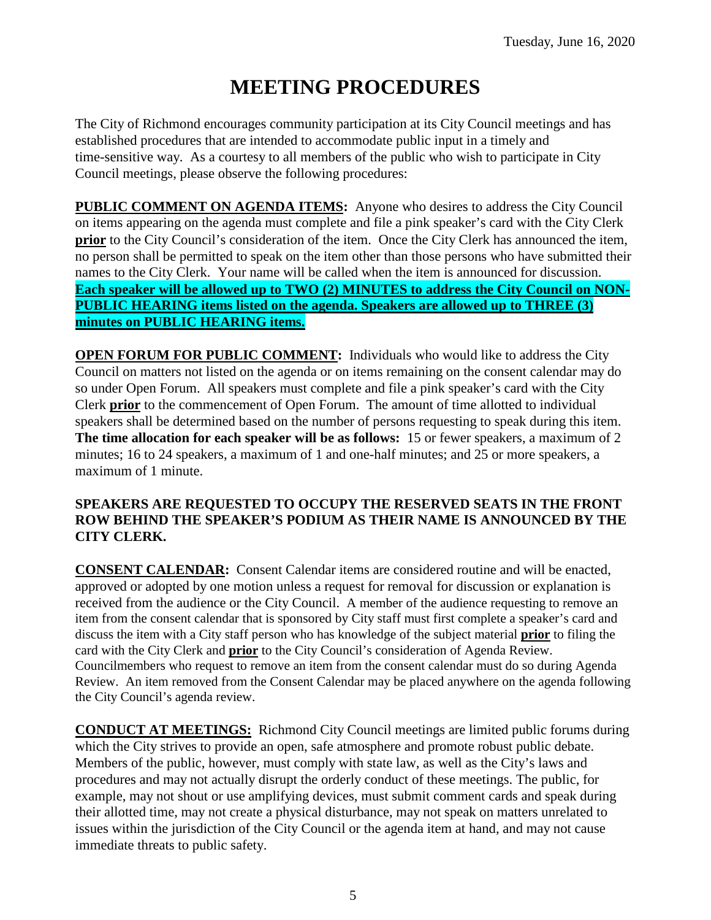Tuesday, June 16, 2020

# MEETING PROCEDURES

The City of Richmond encourages community participation at its City Council meetings and has established procedures that are intended to accommodate public input in a timely and time-sensitive way. As a courtesy to all members of the public who wish to participate in City Council meetings, please observe the following procedures:

**PUBLIC COMMENT ON AGENDA ITEMS:** Anyone who desires to address the City Council on items appearing on the agenda must complete and file a pink speaker's card with the City Clerk **prior** to the City Council's consideration of the item. Once the City Clerk has announced the item, no person shall be permitted to speak on the item other than those persons who have submitted their names to the City Clerk. Your name will be called when the item is announced for discussion. **Each speaker will be allowed up to TWO (2) MINUTES to address the City Council on NON-PUBLIC HEARING items listed on the agenda. Speakers are allowed up to THREE (3) minutes on PUBLIC HEARING items.**

**OPEN FORUM FOR PUBLIC COMMENT:** Individuals who would like to address the City Council on matters not listed on the agenda or on items remaining on the consent calendar may do so under Open Forum. All speakers must complete and file a pink speaker's card with the City Clerk **prior** to the commencement of Open Forum. The amount of time allotted to individual speakers shall be determined based on the number of persons requesting to speak during this item. **The time allocation for each speaker will be as follows:** 15 or fewer speakers, a maximum of 2 minutes; 16 to 24 speakers, a maximum of 1 and one-half minutes; and 25 or more speakers, a maximum of 1 minute.

**SPEAKERS ARE REQUESTED TO OCCUPY THE RESERVED SEATS IN THE FRONT ROW BEHIND THE SPEAKER'S PODIUM AS THEIR NAME IS ANNOUNCED BY THE CITY CLERK.**

**CONSENT CALENDAR:** Consent Calendar items are considered routine and will be enacted, approved or adopted by one motion unless a request for removal for discussion or explanation is received from the audience or the City Council. A member of the audience requesting to remove an item from the consent calendar that is sponsored by City staff must first complete a speaker's card and discuss the item with a City staff person who has knowledge of the subject material **prior** to filing the card with the City Clerk and **prior** to the City Council's consideration of Agenda Review. Councilmembers who request to remove an item from the consent calendar must do so during Agenda Review. An item removed from the Consent Calendar may be placed anywhere on the agenda following the City Council's agenda review.

**CONDUCT AT MEETINGS:** Richmond City Council meetings are limited public forums during which the City strives to provide an open, safe atmosphere and promote robust public debate. Members of the public, however, must comply with state law, as well as the City's laws and procedures and may not actually disrupt the orderly conduct of these meetings. The public, for example, may not shout or use amplifying devices, must submit comment cards and speak during their allotted time, may not create a physical disturbance, may not speak on matters unrelated to issues within the jurisdiction of the City Council or the agenda item at hand, and may not cause immediate threats to public safety.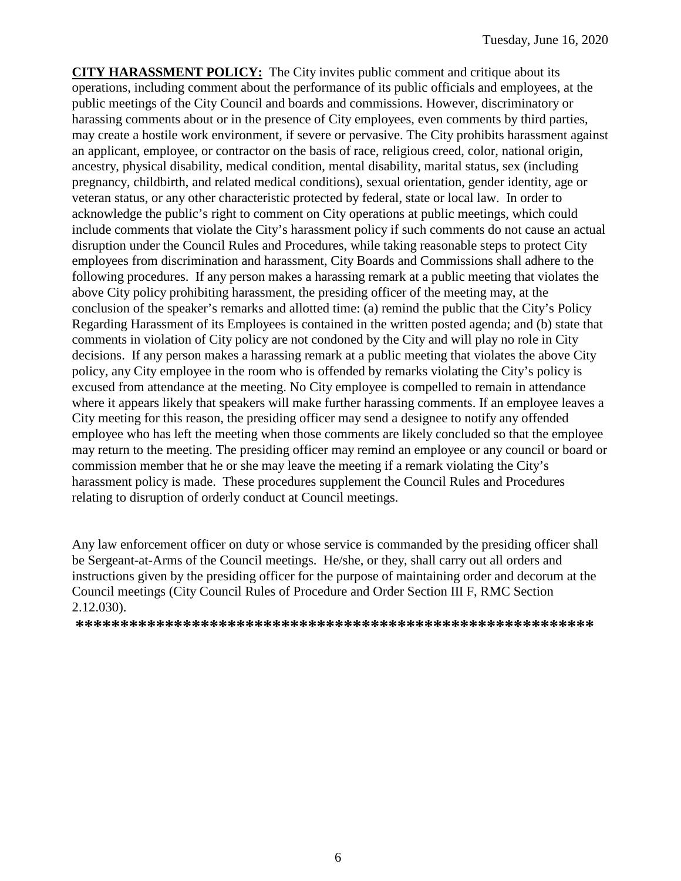**CITY HARASSMENT POLICY:** The City invites public comment and critique about its operations, including comment about the performance of its public officials and employees, at the public meetings of the City Council and boards and commissions. However, discriminatory or harassing comments about or in the presence of City employees, even comments by third parties, may create a hostile work environment, if severe or pervasive. The City prohibits harassment against an applicant, employee, or contractor on the basis of race, religious creed, color, national origin, ancestry, physical disability, medical condition, mental disability, marital status, sex (including pregnancy, childbirth, and related medical conditions), sexual orientation, gender identity, age or veteran status, or any other characteristic protected by federal, state or local law. In order to acknowledge the public's right to comment on City operations at public meetings, which could include comments that violate the City's harassment policy if such comments do not cause an actual disruption under the Council Rules and Procedures, while taking reasonable steps to protect City employees from discrimination and harassment, City Boards and Commissions shall adhere to the following procedures. If any person makes a harassing remark at a public meeting that violates the above City policy prohibiting harassment, the presiding officer of the meeting may, at the conclusion of the speaker's remarks and allotted time: (a) remind the public that the City's Policy Regarding Harassment of its Employees is contained in the written posted agenda; and (b) state that comments in violation of City policy are not condoned by the City and will play no role in City decisions. If any person makes a harassing remark at a public meeting that violates the above City policy, any City employee in the room who is offended by remarks violating the City's policy is excused from attendance at the meeting. No City employee is compelled to remain in attendance where it appears likely that speakers will make further harassing comments. If an employee leaves a City meeting for this reason, the presiding officer may send a designee to notify any offended employee who has left the meeting when those comments are likely concluded so that the employee may return to the meeting. The presiding officer may remind an employee or any council or board or commission member that he or she may leave the meeting if a remark violating the City's harassment policy is made. These procedures supplement the Council Rules and Procedures relating to disruption of orderly conduct at Council meetings.

Any law enforcement officer on duty or whose service is commanded by the presiding officer shall be Sergeant-at-Arms of the Council meetings. He/she, or they, shall carry out all orders and instructions given by the presiding officer for the purpose of maintaining order and decorum at the Council meetings (City Council Rules of Procedure and Order Section III F, RMC Section 2.12.030).

**************************************************************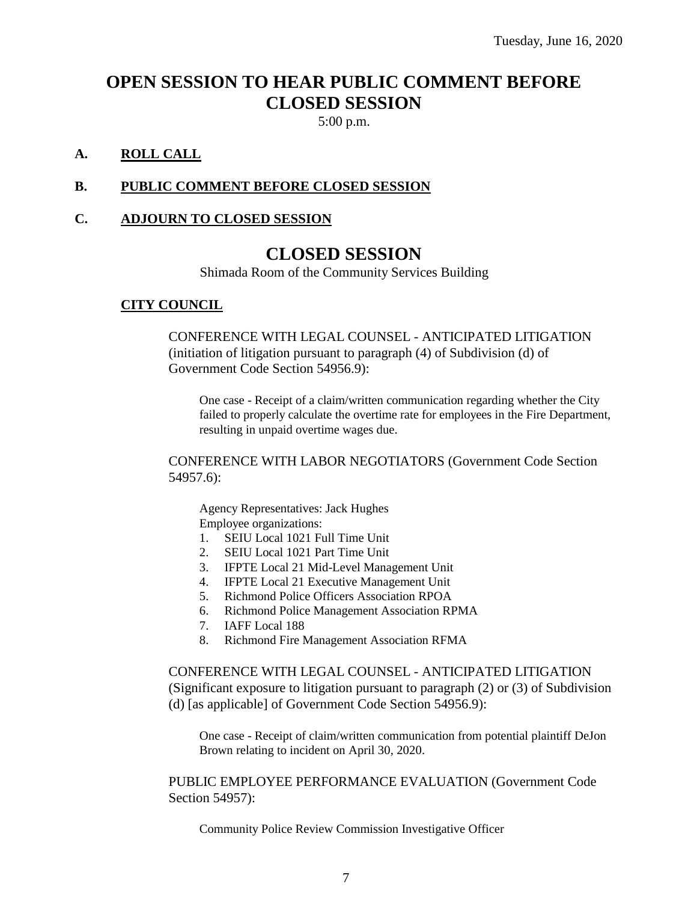Tuesday, June 16, 2020

# OPEN SESSION TO HEAR PUBLIC COMMENT BEFORE CLOSED SESSION

5:00 p.m.

**A. ROLL CALL**

**B. PUBLIC COMMENT BEFORE CLOSED SESSION**

**C. ADJOURN TO CLOSED SESSION**

# CLOSED SESSION

Shimada Room of the Community Services Building

**CITY COUNCIL**

CONFERENCE WITH LEGAL COUNSEL - ANTICIPATED LITIGATION (initiation of litigation pursuant to paragraph (4) of Subdivision (d) of Government Code Section 54956.9):

One case - Receipt of a claim/written communication regarding whether the City failed to properly calculate the overtime rate for employees in the Fire Department, resulting in unpaid overtime wages due.

CONFERENCE WITH LABOR NEGOTIATORS (Government Code Section 54957.6):

Agency Representatives: Jack Hughes
Employee organizations:

1. SEIU Local 1021 Full Time Unit
2. SEIU Local 1021 Part Time Unit
3. IFPTE Local 21 Mid-Level Management Unit
4. IFPTE Local 21 Executive Management Unit
5. Richmond Police Officers Association RPOA
6. Richmond Police Management Association RPMA
7. IAFF Local 188
8. Richmond Fire Management Association RFMA

CONFERENCE WITH LEGAL COUNSEL - ANTICIPATED LITIGATION (Significant exposure to litigation pursuant to paragraph (2) or (3) of Subdivision (d) [as applicable] of Government Code Section 54956.9):

One case - Receipt of claim/written communication from potential plaintiff DeJon Brown relating to incident on April 30, 2020.

PUBLIC EMPLOYEE PERFORMANCE EVALUATION (Government Code Section 54957):

Community Police Review Commission Investigative Officer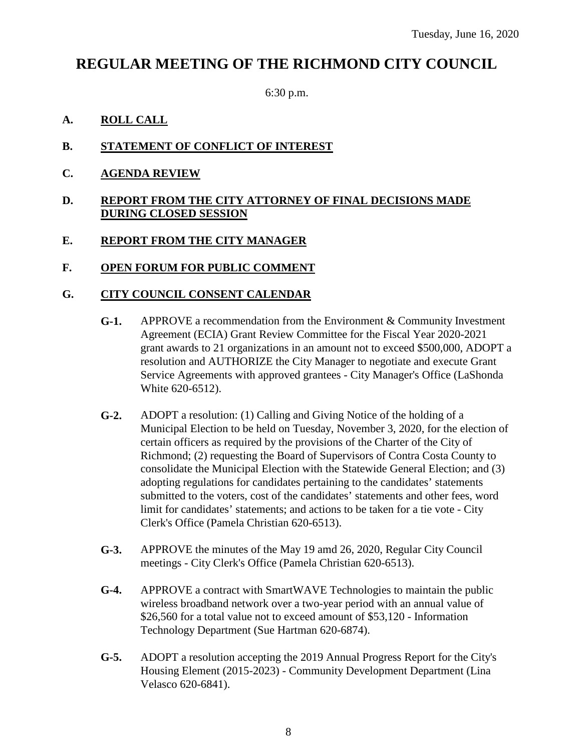Tuesday, June 16, 2020

# REGULAR MEETING OF THE RICHMOND CITY COUNCIL

6:30 p.m.

**A. ROLL CALL**

**B. STATEMENT OF CONFLICT OF INTEREST**

**C. AGENDA REVIEW**

**D. REPORT FROM THE CITY ATTORNEY OF FINAL DECISIONS MADE DURING CLOSED SESSION**

**E. REPORT FROM THE CITY MANAGER**

**F. OPEN FORUM FOR PUBLIC COMMENT**

**G. CITY COUNCIL CONSENT CALENDAR**

**G-1.** APPROVE a recommendation from the Environment & Community Investment Agreement (ECIA) Grant Review Committee for the Fiscal Year 2020-2021 grant awards to 21 organizations in an amount not to exceed $500,000, ADOPT a resolution and AUTHORIZE the City Manager to negotiate and execute Grant Service Agreements with approved grantees - City Manager's Office (LaShonda White 620-6512).

**G-2.** ADOPT a resolution: (1) Calling and Giving Notice of the holding of a Municipal Election to be held on Tuesday, November 3, 2020, for the election of certain officers as required by the provisions of the Charter of the City of Richmond; (2) requesting the Board of Supervisors of Contra Costa County to consolidate the Municipal Election with the Statewide General Election; and (3) adopting regulations for candidates pertaining to the candidates' statements submitted to the voters, cost of the candidates' statements and other fees, word limit for candidates' statements; and actions to be taken for a tie vote - City Clerk's Office (Pamela Christian 620-6513).

**G-3.** APPROVE the minutes of the May 19 amd 26, 2020, Regular City Council meetings - City Clerk's Office (Pamela Christian 620-6513).

**G-4.** APPROVE a contract with SmartWAVE Technologies to maintain the public wireless broadband network over a two-year period with an annual value of $26,560 for a total value not to exceed amount of $53,120 - Information Technology Department (Sue Hartman 620-6874).

**G-5.** ADOPT a resolution accepting the 2019 Annual Progress Report for the City's Housing Element (2015-2023) - Community Development Department (Lina Velasco 620-6841).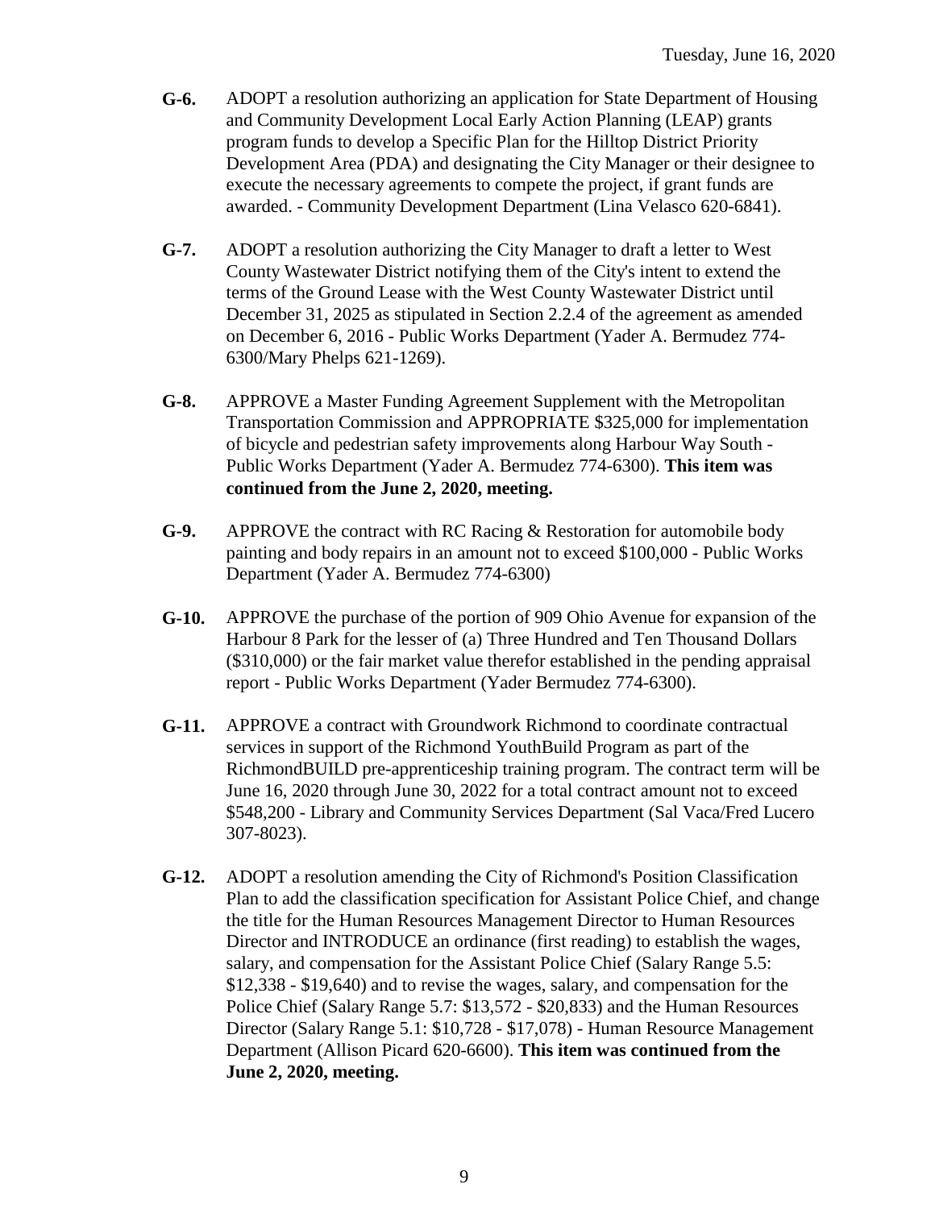**G-6.** ADOPT a resolution authorizing an application for State Department of Housing and Community Development Local Early Action Planning (LEAP) grants program funds to develop a Specific Plan for the Hilltop District Priority Development Area (PDA) and designating the City Manager or their designee to execute the necessary agreements to compete the project, if grant funds are awarded. - Community Development Department (Lina Velasco 620-6841).

**G-7.** ADOPT a resolution authorizing the City Manager to draft a letter to West County Wastewater District notifying them of the City's intent to extend the terms of the Ground Lease with the West County Wastewater District until December 31, 2025 as stipulated in Section 2.2.4 of the agreement as amended on December 6, 2016 - Public Works Department (Yader A. Bermudez 774-6300/Mary Phelps 621-1269).

**G-8.** APPROVE a Master Funding Agreement Supplement with the Metropolitan Transportation Commission and APPROPRIATE $325,000 for implementation of bicycle and pedestrian safety improvements along Harbour Way South - Public Works Department (Yader A. Bermudez 774-6300). **This item was continued from the June 2, 2020, meeting.**

**G-9.** APPROVE the contract with RC Racing & Restoration for automobile body painting and body repairs in an amount not to exceed $100,000 - Public Works Department (Yader A. Bermudez 774-6300)

**G-10.** APPROVE the purchase of the portion of 909 Ohio Avenue for expansion of the Harbour 8 Park for the lesser of (a) Three Hundred and Ten Thousand Dollars ($310,000) or the fair market value therefor established in the pending appraisal report - Public Works Department (Yader Bermudez 774-6300).

**G-11.** APPROVE a contract with Groundwork Richmond to coordinate contractual services in support of the Richmond YouthBuild Program as part of the RichmondBUILD pre-apprenticeship training program. The contract term will be June 16, 2020 through June 30, 2022 for a total contract amount not to exceed $548,200 - Library and Community Services Department (Sal Vaca/Fred Lucero 307-8023).

**G-12.** ADOPT a resolution amending the City of Richmond's Position Classification Plan to add the classification specification for Assistant Police Chief, and change the title for the Human Resources Management Director to Human Resources Director and INTRODUCE an ordinance (first reading) to establish the wages, salary, and compensation for the Assistant Police Chief (Salary Range 5.5: $12,338 - $19,640) and to revise the wages, salary, and compensation for the Police Chief (Salary Range 5.7: $13,572 - $20,833) and the Human Resources Director (Salary Range 5.1: $10,728 - $17,078) - Human Resource Management Department (Allison Picard 620-6600). **This item was continued from the June 2, 2020, meeting.**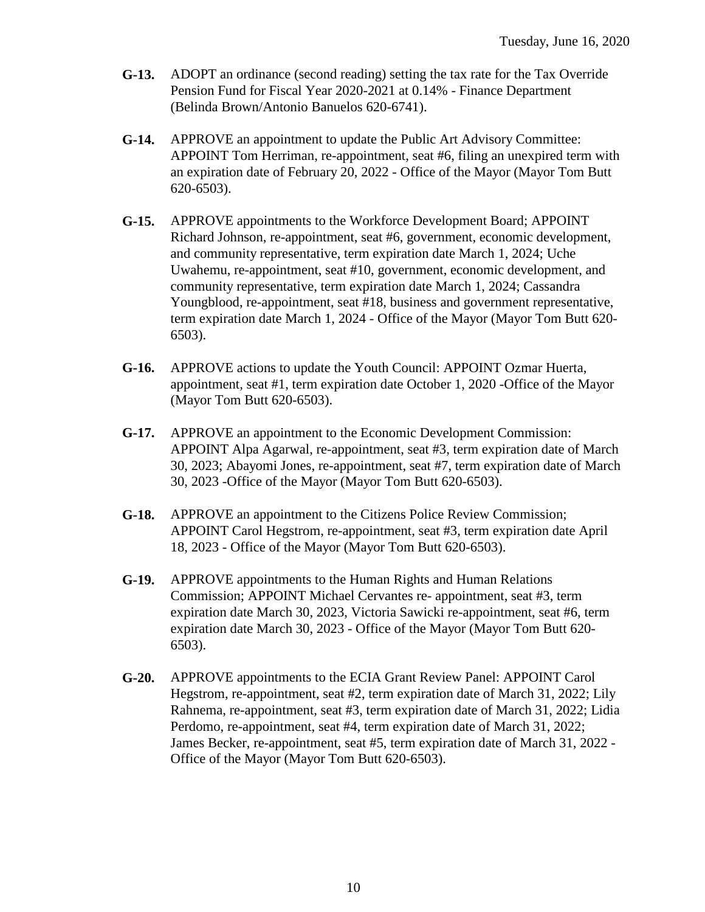**G-13.** ADOPT an ordinance (second reading) setting the tax rate for the Tax Override Pension Fund for Fiscal Year 2020-2021 at 0.14% - Finance Department (Belinda Brown/Antonio Banuelos 620-6741).

**G-14.** APPROVE an appointment to update the Public Art Advisory Committee: APPOINT Tom Herriman, re-appointment, seat #6, filing an unexpired term with an expiration date of February 20, 2022 - Office of the Mayor (Mayor Tom Butt 620-6503).

**G-15.** APPROVE appointments to the Workforce Development Board; APPOINT Richard Johnson, re-appointment, seat #6, government, economic development, and community representative, term expiration date March 1, 2024; Uche Uwahemu, re-appointment, seat #10, government, economic development, and community representative, term expiration date March 1, 2024; Cassandra Youngblood, re-appointment, seat #18, business and government representative, term expiration date March 1, 2024 - Office of the Mayor (Mayor Tom Butt 620-6503).

**G-16.** APPROVE actions to update the Youth Council: APPOINT Ozmar Huerta, appointment, seat #1, term expiration date October 1, 2020 -Office of the Mayor (Mayor Tom Butt 620-6503).

**G-17.** APPROVE an appointment to the Economic Development Commission: APPOINT Alpa Agarwal, re-appointment, seat #3, term expiration date of March 30, 2023; Abayomi Jones, re-appointment, seat #7, term expiration date of March 30, 2023 -Office of the Mayor (Mayor Tom Butt 620-6503).

**G-18.** APPROVE an appointment to the Citizens Police Review Commission; APPOINT Carol Hegstrom, re-appointment, seat #3, term expiration date April 18, 2023 - Office of the Mayor (Mayor Tom Butt 620-6503).

**G-19.** APPROVE appointments to the Human Rights and Human Relations Commission; APPOINT Michael Cervantes re- appointment, seat #3, term expiration date March 30, 2023, Victoria Sawicki re-appointment, seat #6, term expiration date March 30, 2023 - Office of the Mayor (Mayor Tom Butt 620-6503).

**G-20.** APPROVE appointments to the ECIA Grant Review Panel: APPOINT Carol Hegstrom, re-appointment, seat #2, term expiration date of March 31, 2022; Lily Rahnema, re-appointment, seat #3, term expiration date of March 31, 2022; Lidia Perdomo, re-appointment, seat #4, term expiration date of March 31, 2022; James Becker, re-appointment, seat #5, term expiration date of March 31, 2022 - Office of the Mayor (Mayor Tom Butt 620-6503).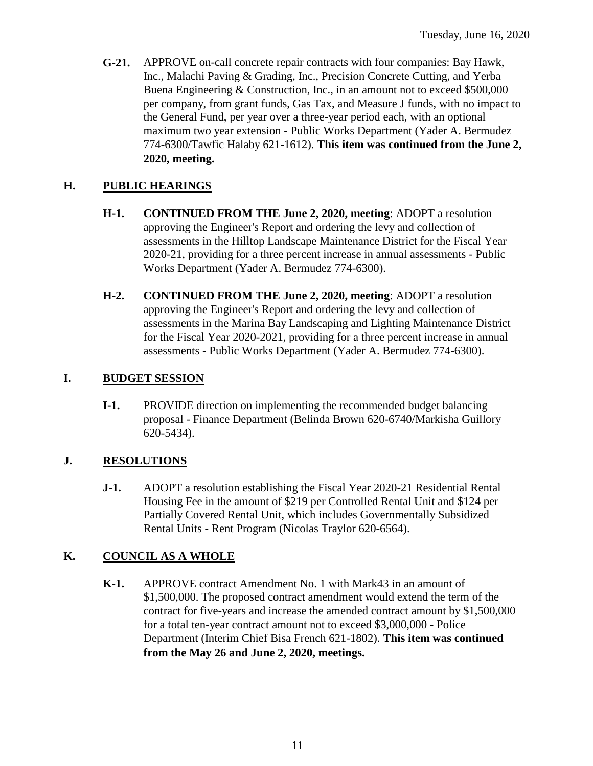**G-21.** APPROVE on-call concrete repair contracts with four companies: Bay Hawk, Inc., Malachi Paving & Grading, Inc., Precision Concrete Cutting, and Yerba Buena Engineering & Construction, Inc., in an amount not to exceed $500,000 per company, from grant funds, Gas Tax, and Measure J funds, with no impact to the General Fund, per year over a three-year period each, with an optional maximum two year extension - Public Works Department (Yader A. Bermudez 774-6300/Tawfic Halaby 621-1612). **This item was continued from the June 2, 2020, meeting.**

## H. PUBLIC HEARINGS

**H-1.** **CONTINUED FROM THE June 2, 2020, meeting**: ADOPT a resolution approving the Engineer's Report and ordering the levy and collection of assessments in the Hilltop Landscape Maintenance District for the Fiscal Year 2020-21, providing for a three percent increase in annual assessments - Public Works Department (Yader A. Bermudez 774-6300).

**H-2.** **CONTINUED FROM THE June 2, 2020, meeting**: ADOPT a resolution approving the Engineer's Report and ordering the levy and collection of assessments in the Marina Bay Landscaping and Lighting Maintenance District for the Fiscal Year 2020-2021, providing for a three percent increase in annual assessments - Public Works Department (Yader A. Bermudez 774-6300).

## I. BUDGET SESSION

**I-1.** PROVIDE direction on implementing the recommended budget balancing proposal - Finance Department (Belinda Brown 620-6740/Markisha Guillory 620-5434).

## J. RESOLUTIONS

**J-1.** ADOPT a resolution establishing the Fiscal Year 2020-21 Residential Rental Housing Fee in the amount of $219 per Controlled Rental Unit and $124 per Partially Covered Rental Unit, which includes Governmentally Subsidized Rental Units - Rent Program (Nicolas Traylor 620-6564).

## K. COUNCIL AS A WHOLE

**K-1.** APPROVE contract Amendment No. 1 with Mark43 in an amount of $1,500,000. The proposed contract amendment would extend the term of the contract for five-years and increase the amended contract amount by $1,500,000 for a total ten-year contract amount not to exceed $3,000,000 - Police Department (Interim Chief Bisa French 621-1802). **This item was continued from the May 26 and June 2, 2020, meetings.**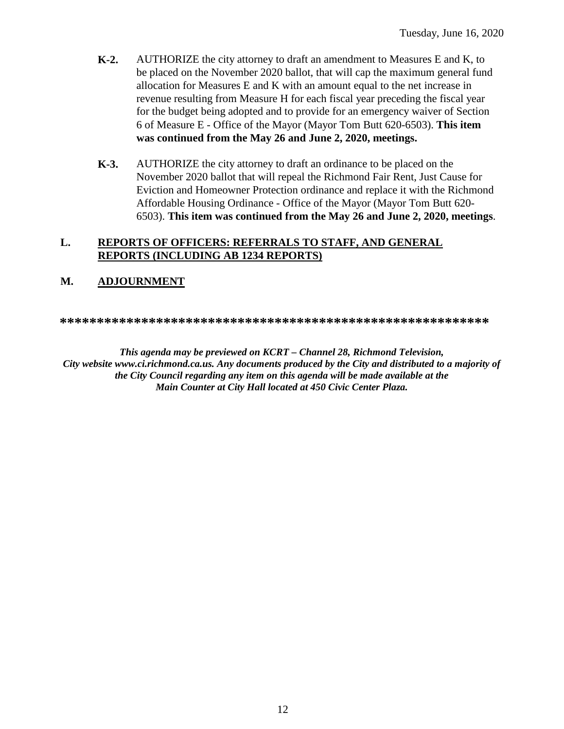**K-2.** AUTHORIZE the city attorney to draft an amendment to Measures E and K, to be placed on the November 2020 ballot, that will cap the maximum general fund allocation for Measures E and K with an amount equal to the net increase in revenue resulting from Measure H for each fiscal year preceding the fiscal year for the budget being adopted and to provide for an emergency waiver of Section 6 of Measure E - Office of the Mayor (Mayor Tom Butt 620-6503). **This item was continued from the May 26 and June 2, 2020, meetings.**

**K-3.** AUTHORIZE the city attorney to draft an ordinance to be placed on the November 2020 ballot that will repeal the Richmond Fair Rent, Just Cause for Eviction and Homeowner Protection ordinance and replace it with the Richmond Affordable Housing Ordinance - Office of the Mayor (Mayor Tom Butt 620-6503). **This item was continued from the May 26 and June 2, 2020, meetings**.

## L. REPORTS OF OFFICERS: REFERRALS TO STAFF, AND GENERAL REPORTS (INCLUDING AB 1234 REPORTS)

## M. ADJOURNMENT

**********************************************************

***This agenda may be previewed on KCRT – Channel 28, Richmond Television, City website www.ci.richmond.ca.us. Any documents produced by the City and distributed to a majority of the City Council regarding any item on this agenda will be made available at the Main Counter at City Hall located at 450 Civic Center Plaza.***